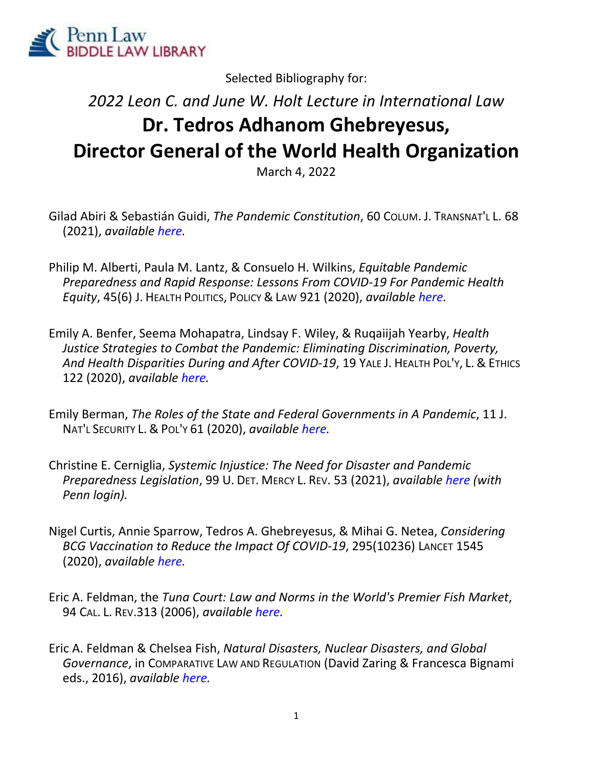Penn Law
BIDDLE LAW LIBRARY

Selected Bibliography for:

*2022 Leon C. and June W. Holt Lecture in International Law*

# Dr. Tedros Adhanom Ghebreyesus, Director General of the World Health Organization

March 4, 2022

Gilad Abiri & Sebastián Guidi, *The Pandemic Constitution*, 60 COLUM. J. TRANSNAT'L L. 68 (2021), *available here.*

Philip M. Alberti, Paula M. Lantz, & Consuelo H. Wilkins, *Equitable Pandemic Preparedness and Rapid Response: Lessons From COVID-19 For Pandemic Health Equity*, 45(6) J. HEALTH POLITICS, POLICY & LAW 921 (2020), *available here.*

Emily A. Benfer, Seema Mohapatra, Lindsay F. Wiley, & Ruqaiijah Yearby, *Health Justice Strategies to Combat the Pandemic: Eliminating Discrimination, Poverty, And Health Disparities During and After COVID-19*, 19 YALE J. HEALTH POL'Y, L. & ETHICS 122 (2020), *available here.*

Emily Berman, *The Roles of the State and Federal Governments in A Pandemic*, 11 J. NAT'L SECURITY L. & POL'Y 61 (2020), *available here.*

Christine E. Cerniglia, *Systemic Injustice: The Need for Disaster and Pandemic Preparedness Legislation*, 99 U. DET. MERCY L. REV. 53 (2021), *available here (with Penn login).*

Nigel Curtis, Annie Sparrow, Tedros A. Ghebreyesus, & Mihai G. Netea, *Considering BCG Vaccination to Reduce the Impact Of COVID-19*, 295(10236) LANCET 1545 (2020), *available here.*

Eric A. Feldman, the *Tuna Court: Law and Norms in the World's Premier Fish Market*, 94 CAL. L. REV.313 (2006), *available here.*

Eric A. Feldman & Chelsea Fish, *Natural Disasters, Nuclear Disasters, and Global Governance*, in COMPARATIVE LAW AND REGULATION (David Zaring & Francesca Bignami eds., 2016), *available here.*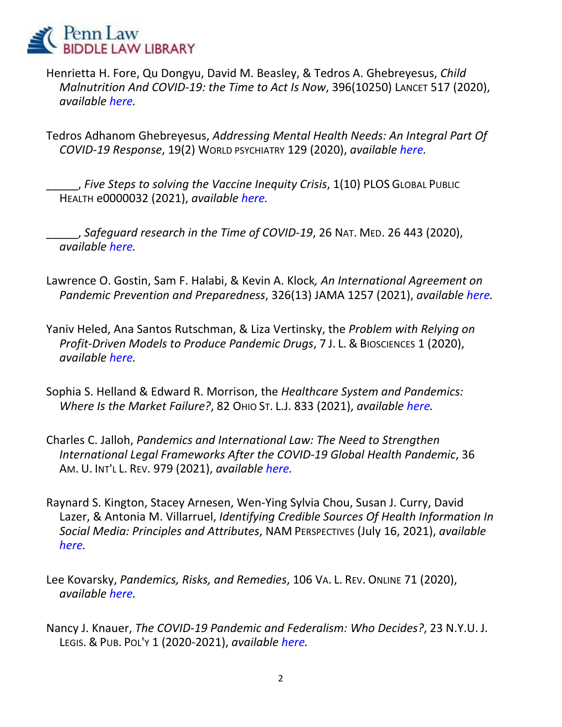Henrietta H. Fore, Qu Dongyu, David M. Beasley, & Tedros A. Ghebreyesus, *Child Malnutrition And COVID-19: the Time to Act Is Now*, 396(10250) LANCET 517 (2020), *available here.*

Tedros Adhanom Ghebreyesus, *Addressing Mental Health Needs: An Integral Part Of COVID-19 Response*, 19(2) WORLD PSYCHIATRY 129 (2020), *available here.*

_____, *Five Steps to solving the Vaccine Inequity Crisis*, 1(10) PLOS GLOBAL PUBLIC HEALTH e0000032 (2021), *available here.*

_____, *Safeguard research in the Time of COVID-19*, 26 NAT. MED. 26 443 (2020), *available here.*

Lawrence O. Gostin, Sam F. Halabi, & Kevin A. Klock*, An International Agreement on Pandemic Prevention and Preparedness*, 326(13) JAMA 1257 (2021), *available here.*

Yaniv Heled, Ana Santos Rutschman, & Liza Vertinsky, the *Problem with Relying on Profit-Driven Models to Produce Pandemic Drugs*, 7 J. L. & BIOSCIENCES 1 (2020), *available here.*

Sophia S. Helland & Edward R. Morrison, the *Healthcare System and Pandemics: Where Is the Market Failure?*, 82 OHIO ST. L.J. 833 (2021), *available here.*

Charles C. Jalloh, *Pandemics and International Law: The Need to Strengthen International Legal Frameworks After the COVID-19 Global Health Pandemic*, 36 AM. U. INT'L L. REV. 979 (2021), *available here.*

Raynard S. Kington, Stacey Arnesen, Wen-Ying Sylvia Chou, Susan J. Curry, David Lazer, & Antonia M. Villarruel, *Identifying Credible Sources Of Health Information In Social Media: Principles and Attributes*, NAM PERSPECTIVES (July 16, 2021), *available here.*

Lee Kovarsky, *Pandemics, Risks, and Remedies*, 106 VA. L. REV. ONLINE 71 (2020), *available here.*

Nancy J. Knauer, *The COVID-19 Pandemic and Federalism: Who Decides?*, 23 N.Y.U. J. LEGIS. & PUB. POL'Y 1 (2020-2021), *available here.*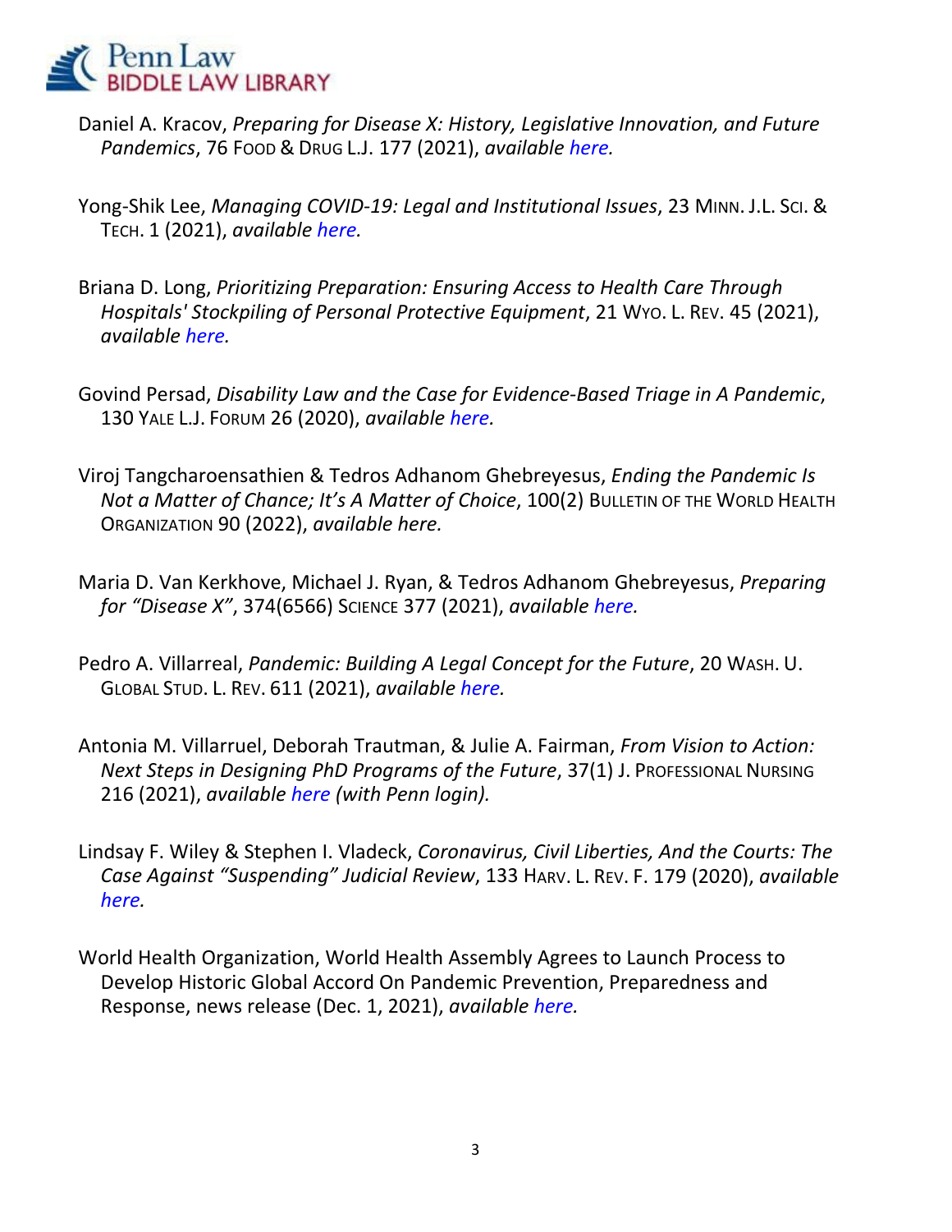Daniel A. Kracov, *Preparing for Disease X: History, Legislative Innovation, and Future Pandemics*, 76 FOOD & DRUG L.J. 177 (2021), *available here.*

Yong-Shik Lee, *Managing COVID-19: Legal and Institutional Issues*, 23 MINN. J.L. SCI. & TECH. 1 (2021), *available here.*

Briana D. Long, *Prioritizing Preparation: Ensuring Access to Health Care Through Hospitals' Stockpiling of Personal Protective Equipment*, 21 WYO. L. REV. 45 (2021), *available here.*

Govind Persad, *Disability Law and the Case for Evidence-Based Triage in A Pandemic*, 130 YALE L.J. FORUM 26 (2020), *available here.*

Viroj Tangcharoensathien & Tedros Adhanom Ghebreyesus, *Ending the Pandemic Is Not a Matter of Chance; It's A Matter of Choice*, 100(2) BULLETIN OF THE WORLD HEALTH ORGANIZATION 90 (2022), *available here.*

Maria D. Van Kerkhove, Michael J. Ryan, & Tedros Adhanom Ghebreyesus, *Preparing for "Disease X"*, 374(6566) SCIENCE 377 (2021), *available here.*

Pedro A. Villarreal, *Pandemic: Building A Legal Concept for the Future*, 20 WASH. U. GLOBAL STUD. L. REV. 611 (2021), *available here.*

Antonia M. Villarruel, Deborah Trautman, & Julie A. Fairman, *From Vision to Action: Next Steps in Designing PhD Programs of the Future*, 37(1) J. PROFESSIONAL NURSING 216 (2021), *available here (with Penn login).*

Lindsay F. Wiley & Stephen I. Vladeck, *Coronavirus, Civil Liberties, And the Courts: The Case Against "Suspending" Judicial Review*, 133 HARV. L. REV. F. 179 (2020), *available here.*

World Health Organization, World Health Assembly Agrees to Launch Process to Develop Historic Global Accord On Pandemic Prevention, Preparedness and Response, news release (Dec. 1, 2021), *available here.*